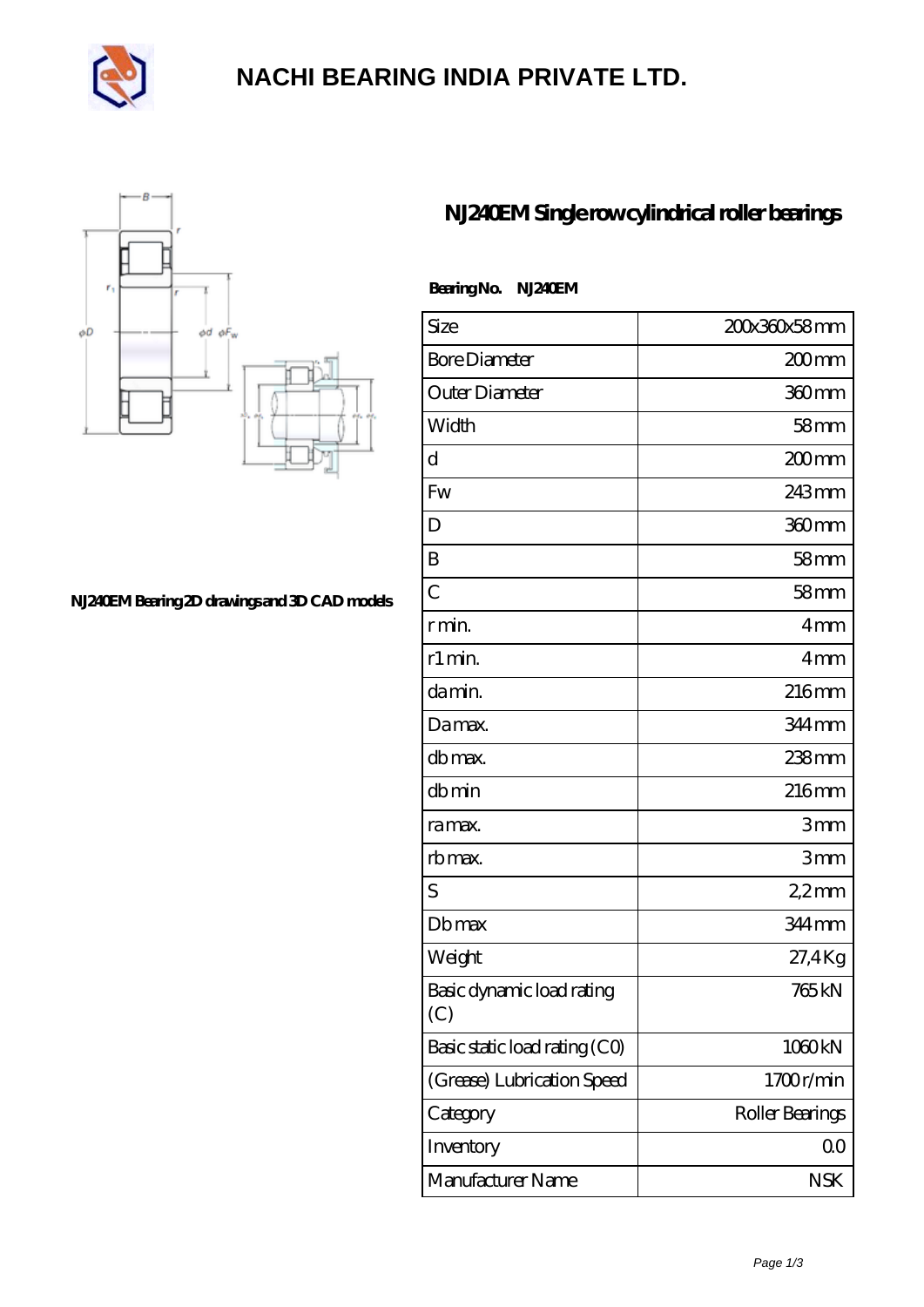# NACHI BEARING INDIA PRIVATE LTD.

## NJ240EM Single row cylindrical roller bearings

NJ240EM Bearing 2D drawings and 3D CAD models

**Bearing No.** NJ240EM

| Size | 200x360x58 mm |
|---|---|
| Bore Diameter | 200 mm |
| Outer Diameter | 360 mm |
| Width | 58 mm |
| d | 200 mm |
| Fw | 243 mm |
| D | 360 mm |
| B | 58 mm |
| C | 58 mm |
| r min. | 4 mm |
| r1 min. | 4 mm |
| da min. | 216 mm |
| Da max. | 344 mm |
| db max. | 238 mm |
| db min | 216 mm |
| ra max. | 3 mm |
| rb max. | 3 mm |
| S | 2,2 mm |
| Db max | 344 mm |
| Weight | 27,4 Kg |
| Basic dynamic load rating (C) | 765 kN |
| Basic static load rating (C0) | 1060 kN |
| (Grease) Lubrication Speed | 1700 r/min |
| Category | Roller Bearings |
| Inventory | 0.0 |
| Manufacturer Name | NSK |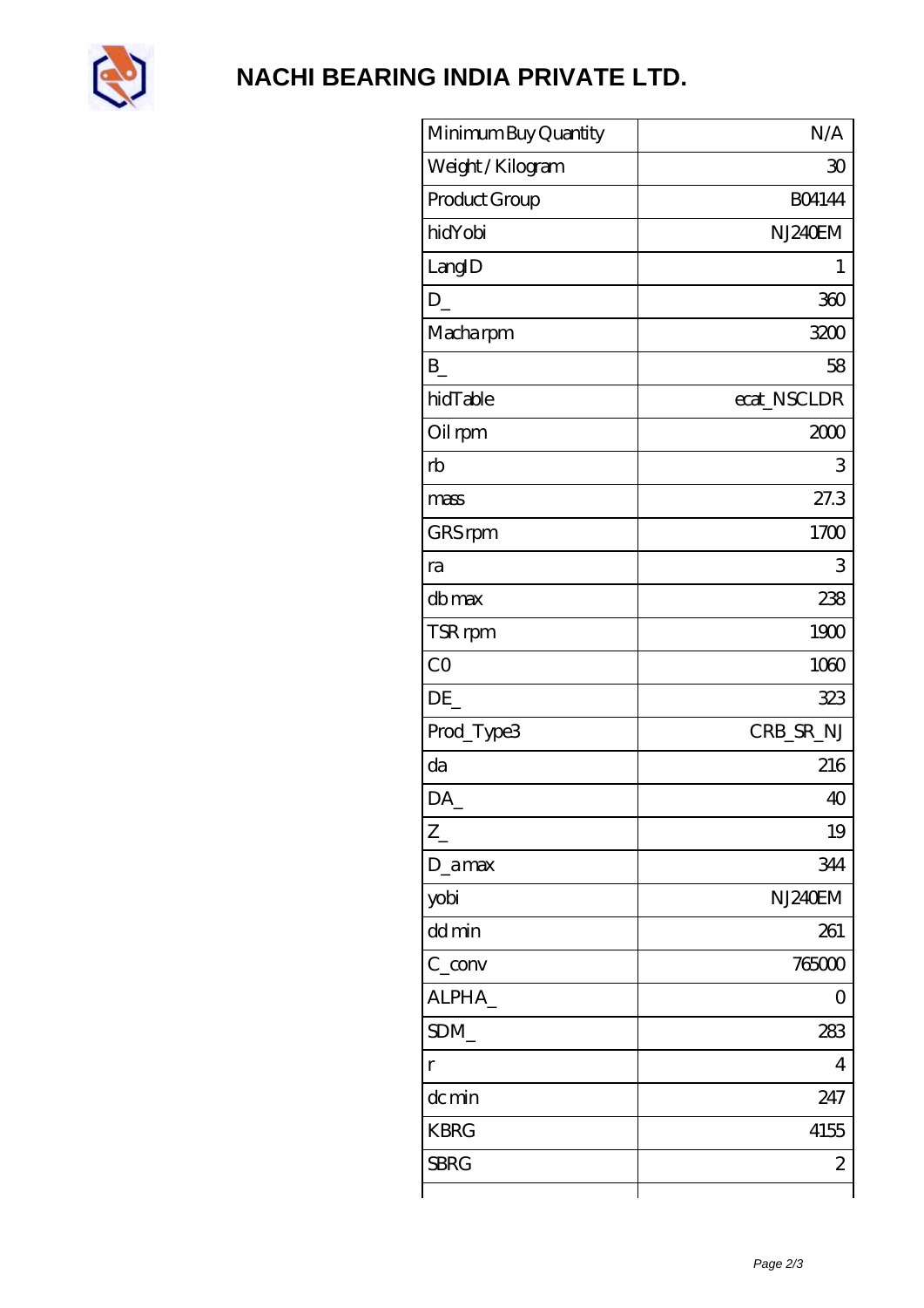# NACHI BEARING INDIA PRIVATE LTD.

| Minimum Buy Quantity | N/A |
|---|---|
| Weight / Kilogram | 30 |
| Product Group | B04144 |
| hidYobi | NJ240EM |
| LangID | 1 |
| D_ | 360 |
| Macha rpm | 3200 |
| B_ | 58 |
| hidTable | ecat_NSCLDR |
| Oil rpm | 2000 |
| rb | 3 |
| mass | 27.3 |
| GRS rpm | 1700 |
| ra | 3 |
| db max | 238 |
| TSR rpm | 1900 |
| C0 | 1060 |
| DE_ | 323 |
| Prod_Type3 | CRB_SR_NJ |
| da | 216 |
| DA_ | 40 |
| Z_ | 19 |
| D_a max | 344 |
| yobi | NJ240EM |
| dd min | 261 |
| C_conv | 765000 |
| ALPHA_ | 0 |
| SDM_ | 283 |
| r | 4 |
| dc min | 247 |
| KBRG | 4155 |
| SBRG | 2 |
| | |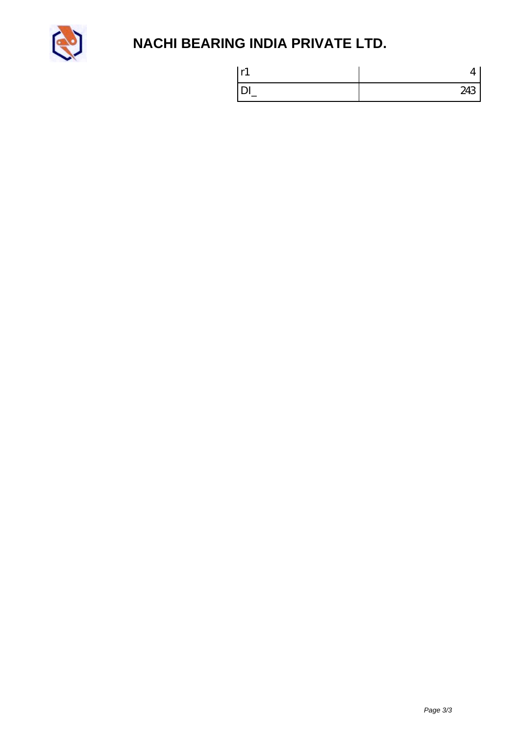| | |
|---|---|
| r1 | 4 |
| Dl_ | 243 |